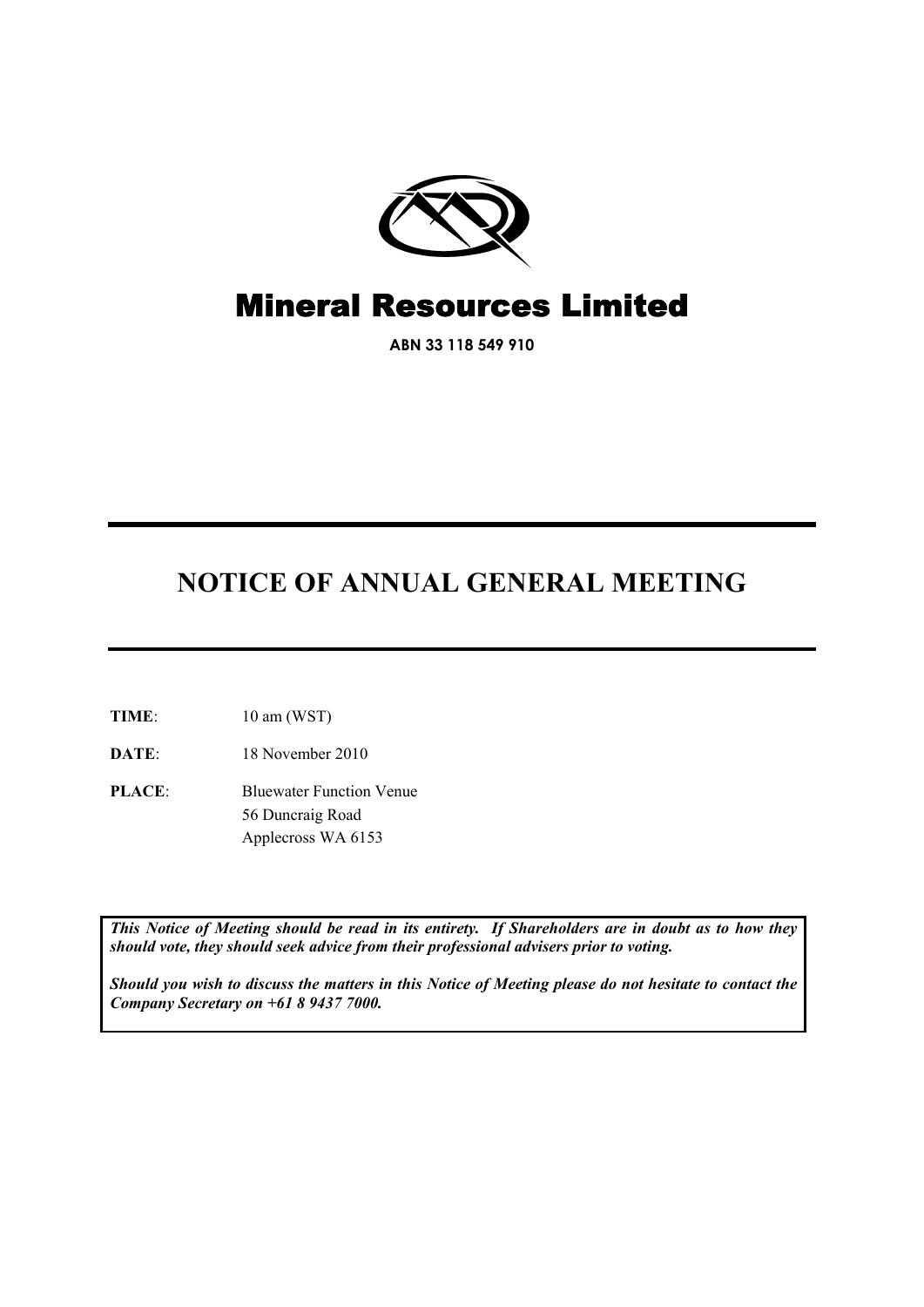# Mineral Resources Limited

**ABN 33 118 549 910**

# NOTICE OF ANNUAL GENERAL MEETING

**TIME**: 10 am (WST)

**DATE**: 18 November 2010

**PLACE**: Bluewater Function Venue
56 Duncraig Road
Applecross WA 6153

***This Notice of Meeting should be read in its entirety. If Shareholders are in doubt as to how they should vote, they should seek advice from their professional advisers prior to voting.***

***Should you wish to discuss the matters in this Notice of Meeting please do not hesitate to contact the Company Secretary on +61 8 9437 7000.***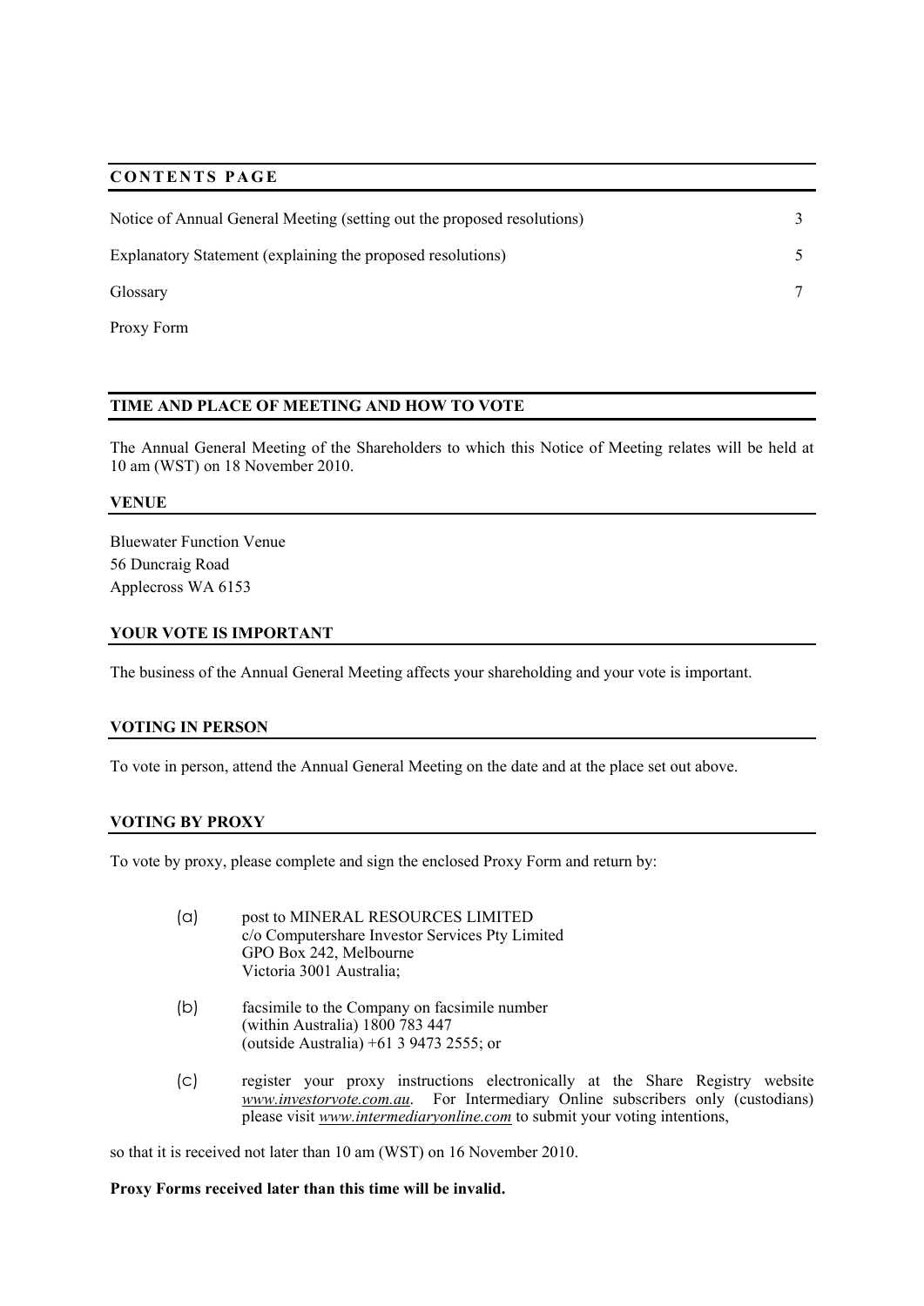## CONTENTS PAGE

| | |
|---|---|
| Notice of Annual General Meeting (setting out the proposed resolutions) | 3 |
| Explanatory Statement (explaining the proposed resolutions) | 5 |
| Glossary | 7 |
| Proxy Form | |

## TIME AND PLACE OF MEETING AND HOW TO VOTE

The Annual General Meeting of the Shareholders to which this Notice of Meeting relates will be held at 10 am (WST) on 18 November 2010.

### VENUE

Bluewater Function Venue
56 Duncraig Road
Applecross WA 6153

### YOUR VOTE IS IMPORTANT

The business of the Annual General Meeting affects your shareholding and your vote is important.

### VOTING IN PERSON

To vote in person, attend the Annual General Meeting on the date and at the place set out above.

### VOTING BY PROXY

To vote by proxy, please complete and sign the enclosed Proxy Form and return by:

(a) post to MINERAL RESOURCES LIMITED
c/o Computershare Investor Services Pty Limited
GPO Box 242, Melbourne
Victoria 3001 Australia;

(b) facsimile to the Company on facsimile number
(within Australia) 1800 783 447
(outside Australia) +61 3 9473 2555; or

(c) register your proxy instructions electronically at the Share Registry website *www.investorvote.com.au*. For Intermediary Online subscribers only (custodians) please visit *www.intermediaryonline.com* to submit your voting intentions,

so that it is received not later than 10 am (WST) on 16 November 2010.

**Proxy Forms received later than this time will be invalid.**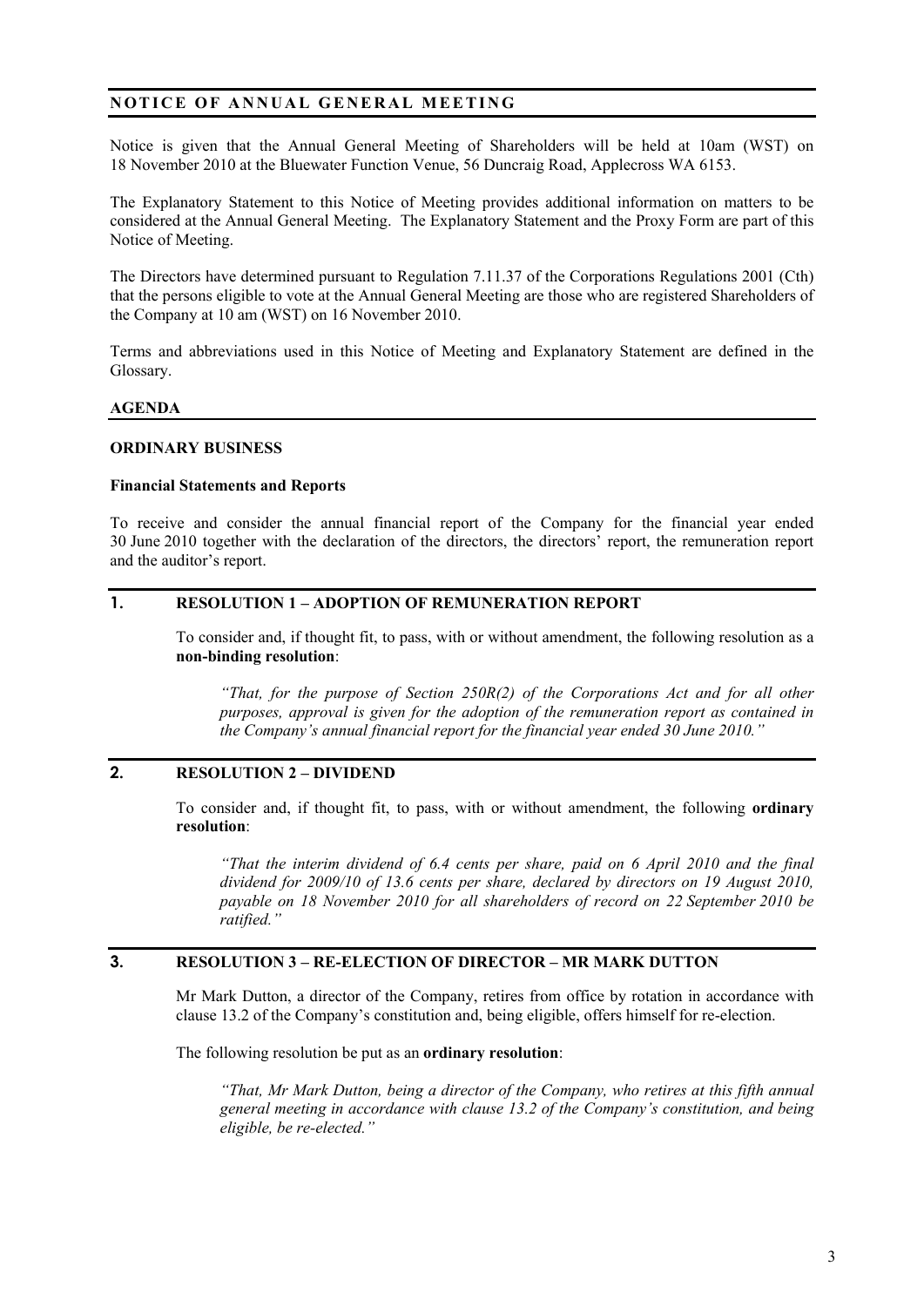## NOTICE OF ANNUAL GENERAL MEETING

Notice is given that the Annual General Meeting of Shareholders will be held at 10am (WST) on 18 November 2010 at the Bluewater Function Venue, 56 Duncraig Road, Applecross WA 6153.

The Explanatory Statement to this Notice of Meeting provides additional information on matters to be considered at the Annual General Meeting. The Explanatory Statement and the Proxy Form are part of this Notice of Meeting.

The Directors have determined pursuant to Regulation 7.11.37 of the Corporations Regulations 2001 (Cth) that the persons eligible to vote at the Annual General Meeting are those who are registered Shareholders of the Company at 10 am (WST) on 16 November 2010.

Terms and abbreviations used in this Notice of Meeting and Explanatory Statement are defined in the Glossary.

## AGENDA

### ORDINARY BUSINESS

**Financial Statements and Reports**

To receive and consider the annual financial report of the Company for the financial year ended 30 June 2010 together with the declaration of the directors, the directors' report, the remuneration report and the auditor's report.

### 1. RESOLUTION 1 – ADOPTION OF REMUNERATION REPORT

To consider and, if thought fit, to pass, with or without amendment, the following resolution as a **non-binding resolution**:

> *"That, for the purpose of Section 250R(2) of the Corporations Act and for all other purposes, approval is given for the adoption of the remuneration report as contained in the Company's annual financial report for the financial year ended 30 June 2010."*

### 2. RESOLUTION 2 – DIVIDEND

To consider and, if thought fit, to pass, with or without amendment, the following **ordinary resolution**:

> *"That the interim dividend of 6.4 cents per share, paid on 6 April 2010 and the final dividend for 2009/10 of 13.6 cents per share, declared by directors on 19 August 2010, payable on 18 November 2010 for all shareholders of record on 22 September 2010 be ratified."*

### 3. RESOLUTION 3 – RE-ELECTION OF DIRECTOR – MR MARK DUTTON

Mr Mark Dutton, a director of the Company, retires from office by rotation in accordance with clause 13.2 of the Company's constitution and, being eligible, offers himself for re-election.

The following resolution be put as an **ordinary resolution**:

> *"That, Mr Mark Dutton, being a director of the Company, who retires at this fifth annual general meeting in accordance with clause 13.2 of the Company's constitution, and being eligible, be re-elected."*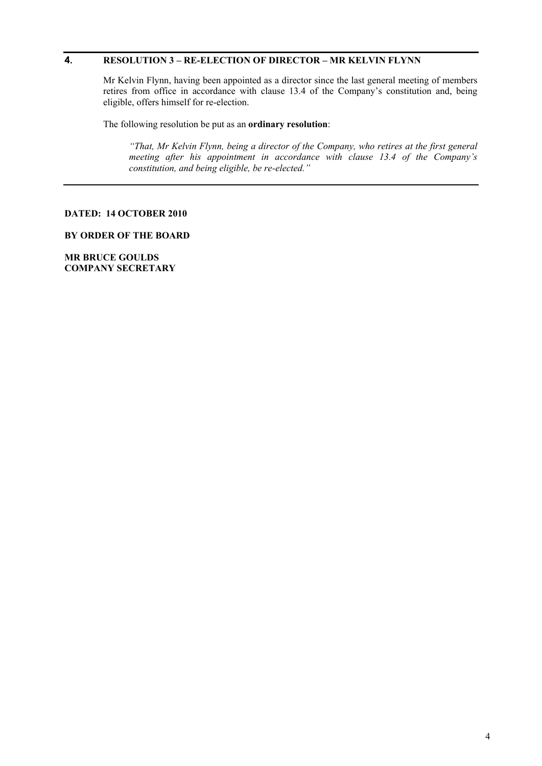## 4. RESOLUTION 3 – RE-ELECTION OF DIRECTOR – MR KELVIN FLYNN

Mr Kelvin Flynn, having been appointed as a director since the last general meeting of members retires from office in accordance with clause 13.4 of the Company's constitution and, being eligible, offers himself for re-election.

The following resolution be put as an **ordinary resolution**:

*"That, Mr Kelvin Flynn, being a director of the Company, who retires at the first general meeting after his appointment in accordance with clause 13.4 of the Company's constitution, and being eligible, be re-elected."*

**DATED: 14 OCTOBER 2010**

**BY ORDER OF THE BOARD**

**MR BRUCE GOULDS**
**COMPANY SECRETARY**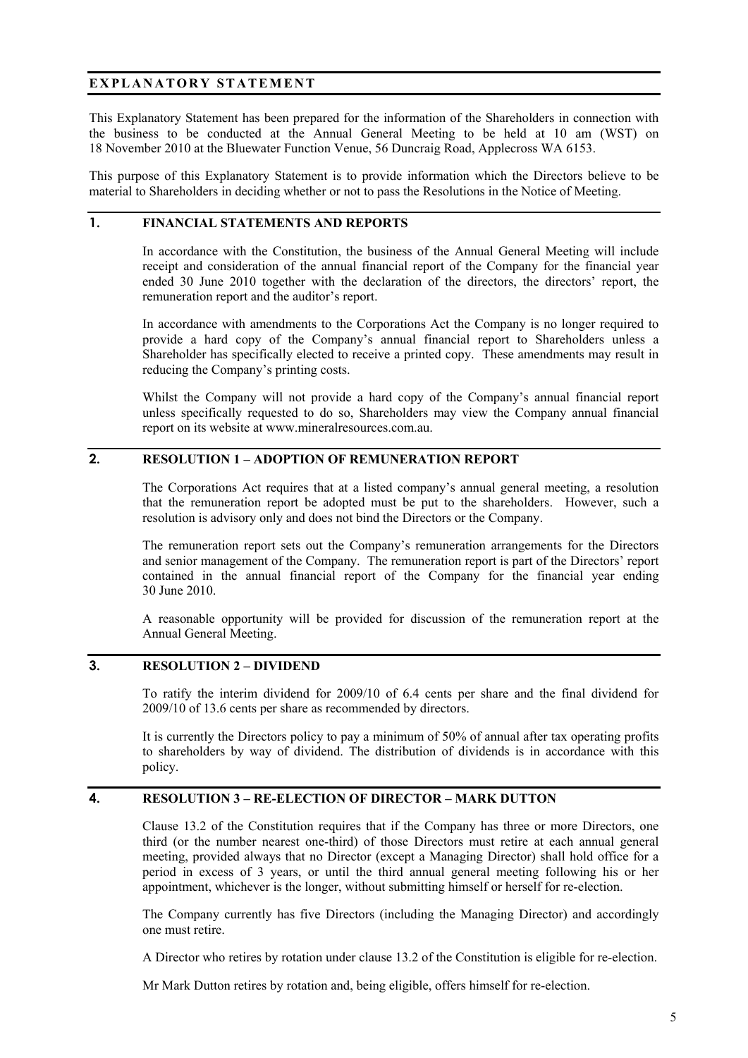## EXPLANATORY STATEMENT

This Explanatory Statement has been prepared for the information of the Shareholders in connection with the business to be conducted at the Annual General Meeting to be held at 10 am (WST) on 18 November 2010 at the Bluewater Function Venue, 56 Duncraig Road, Applecross WA 6153.

This purpose of this Explanatory Statement is to provide information which the Directors believe to be material to Shareholders in deciding whether or not to pass the Resolutions in the Notice of Meeting.

## 1. FINANCIAL STATEMENTS AND REPORTS

In accordance with the Constitution, the business of the Annual General Meeting will include receipt and consideration of the annual financial report of the Company for the financial year ended 30 June 2010 together with the declaration of the directors, the directors' report, the remuneration report and the auditor's report.

In accordance with amendments to the Corporations Act the Company is no longer required to provide a hard copy of the Company's annual financial report to Shareholders unless a Shareholder has specifically elected to receive a printed copy. These amendments may result in reducing the Company's printing costs.

Whilst the Company will not provide a hard copy of the Company's annual financial report unless specifically requested to do so, Shareholders may view the Company annual financial report on its website at www.mineralresources.com.au.

## 2. RESOLUTION 1 – ADOPTION OF REMUNERATION REPORT

The Corporations Act requires that at a listed company's annual general meeting, a resolution that the remuneration report be adopted must be put to the shareholders. However, such a resolution is advisory only and does not bind the Directors or the Company.

The remuneration report sets out the Company's remuneration arrangements for the Directors and senior management of the Company. The remuneration report is part of the Directors' report contained in the annual financial report of the Company for the financial year ending 30 June 2010.

A reasonable opportunity will be provided for discussion of the remuneration report at the Annual General Meeting.

## 3. RESOLUTION 2 – DIVIDEND

To ratify the interim dividend for 2009/10 of 6.4 cents per share and the final dividend for 2009/10 of 13.6 cents per share as recommended by directors.

It is currently the Directors policy to pay a minimum of 50% of annual after tax operating profits to shareholders by way of dividend. The distribution of dividends is in accordance with this policy.

## 4. RESOLUTION 3 – RE-ELECTION OF DIRECTOR – MARK DUTTON

Clause 13.2 of the Constitution requires that if the Company has three or more Directors, one third (or the number nearest one-third) of those Directors must retire at each annual general meeting, provided always that no Director (except a Managing Director) shall hold office for a period in excess of 3 years, or until the third annual general meeting following his or her appointment, whichever is the longer, without submitting himself or herself for re-election.

The Company currently has five Directors (including the Managing Director) and accordingly one must retire.

A Director who retires by rotation under clause 13.2 of the Constitution is eligible for re-election.

Mr Mark Dutton retires by rotation and, being eligible, offers himself for re-election.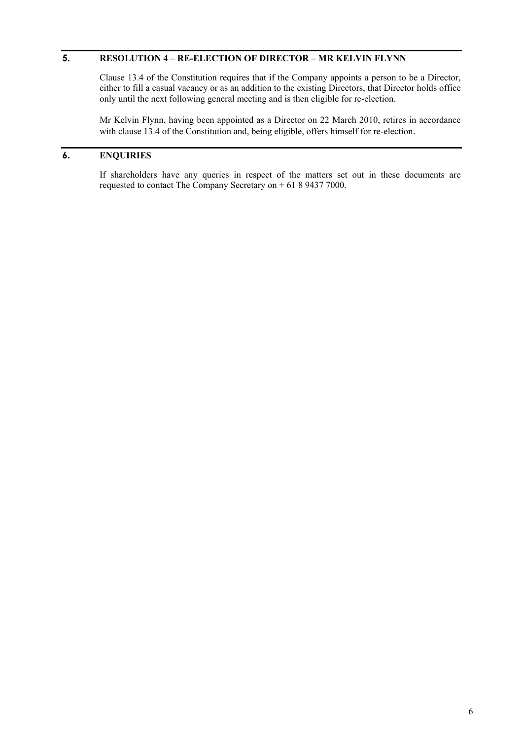## 5. RESOLUTION 4 – RE-ELECTION OF DIRECTOR – MR KELVIN FLYNN

Clause 13.4 of the Constitution requires that if the Company appoints a person to be a Director, either to fill a casual vacancy or as an addition to the existing Directors, that Director holds office only until the next following general meeting and is then eligible for re-election.

Mr Kelvin Flynn, having been appointed as a Director on 22 March 2010, retires in accordance with clause 13.4 of the Constitution and, being eligible, offers himself for re-election.

## 6. ENQUIRIES

If shareholders have any queries in respect of the matters set out in these documents are requested to contact The Company Secretary on + 61 8 9437 7000.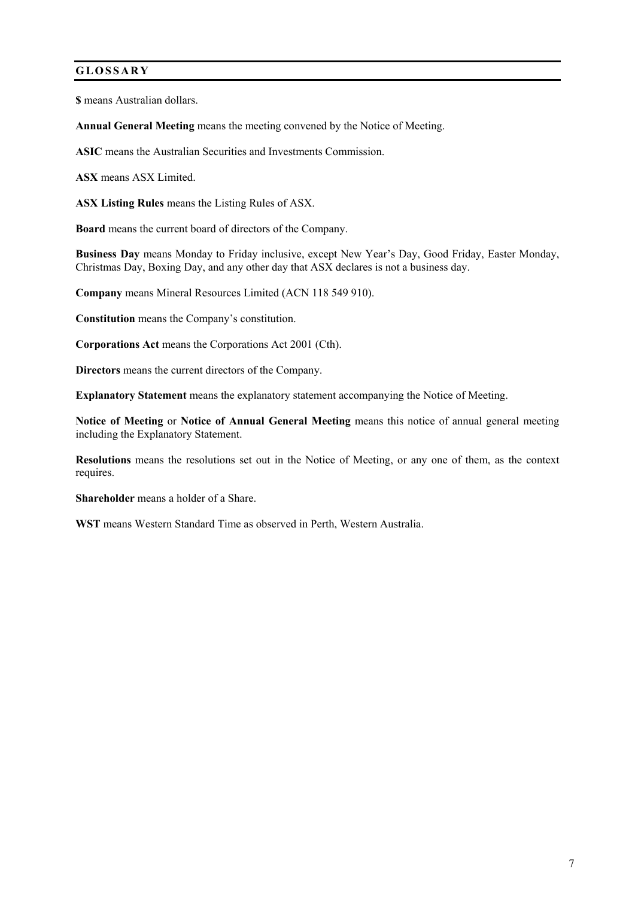## GLOSSARY

**$** means Australian dollars.

**Annual General Meeting** means the meeting convened by the Notice of Meeting.

**ASIC** means the Australian Securities and Investments Commission.

**ASX** means ASX Limited.

**ASX Listing Rules** means the Listing Rules of ASX.

**Board** means the current board of directors of the Company.

**Business Day** means Monday to Friday inclusive, except New Year's Day, Good Friday, Easter Monday, Christmas Day, Boxing Day, and any other day that ASX declares is not a business day.

**Company** means Mineral Resources Limited (ACN 118 549 910).

**Constitution** means the Company's constitution.

**Corporations Act** means the Corporations Act 2001 (Cth).

**Directors** means the current directors of the Company.

**Explanatory Statement** means the explanatory statement accompanying the Notice of Meeting.

**Notice of Meeting** or **Notice of Annual General Meeting** means this notice of annual general meeting including the Explanatory Statement.

**Resolutions** means the resolutions set out in the Notice of Meeting, or any one of them, as the context requires.

**Shareholder** means a holder of a Share.

**WST** means Western Standard Time as observed in Perth, Western Australia.